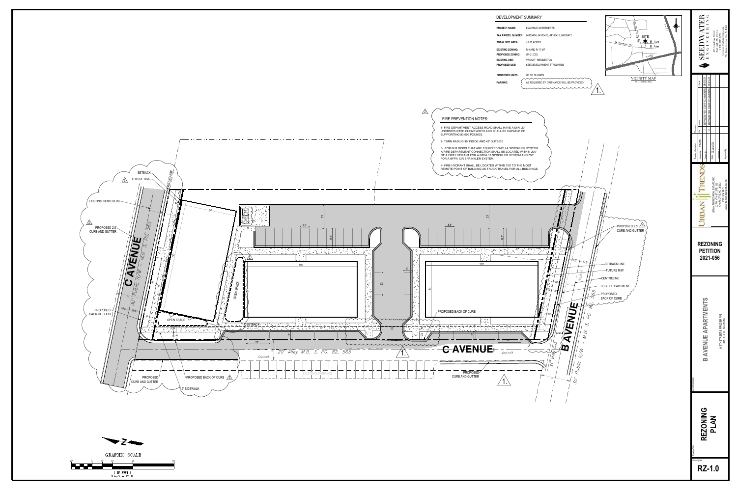## DEVELOPMENT SUMMARY

| | |
|---|---|
| **PROJECT NAME:** | B AVENUE APARTMENTS |
| **TAX PARCEL NUMBER:** | 04105414, 04105415, 04105416, 04105417 |
| **TOTAL SITE AREA:** | ±1.35 ACRES |
| **EXISTING ZONING:** | R-4 AND R-17 MF |
| **PROPOSED ZONING:** | UR-2 (CD) |
| **EXISTING USE:** | VACANT, RESIDENTIAL |
| **PROPOSED USE:** | SEE DEVELOPMENT STANDARDS |
| **PROPOSED UNITS:** | UP TO 38 UNITS |
| **PARKING:** | AS REQUIRED BY ORDINANCE WILL BE PROVIDED |

VICINITY MAP
NOT TO SCALE

SITE
B Ave
N Hoskins Rd
I-85

## FIRE PREVENTION NOTES:

1- FIRE DEPARTMENT ACCESS ROAD SHALL HAVE A MIN. 20' UNOBSTRUCTED CLEAR WIDTH AND SHALL BE CAPABLE OF SUPPORTING 80,000 POUNDS.

2- TURN RADIUS 30' INSIDE AND 42' OUTSIDE.

3- FOR BUILDINGS THAT ARE EQUIPPED WITH A SPRINKLER SYSTEM A FIRE DEPARTMENT CONNECTION SHALL BE LOCATED WITHIN 200' OF A FIRE HYDRANT FOR A NFPA 13 SPRINKLER SYSTEM AND 750' FOR A NFPA 13R SPRINKLER SYSTEM.

4- FIRE HYDRANT SHALL BE LOCATED WITHIN 750' TO THE MOST REMOTE POINT OF BUILDING AS TRUCK TRAVEL FOR ALL BUILDINGS.

C AVENUE
30' Public R/W – M.B. 3, PG. 565

B AVENUE
30' Public R/W – M.B. 3, PG. 565

C AVENUE
20' Alley M.B. 3, PG. 82, 565

SETBACK
FUTURE R/W
EXISTING R/W
EXISTING CENTERLINE
PROPOSED 2.5' CURB AND GUTTER
PROPOSED BACK OF CURB
PROPOSED CURB AND GUTTER
PROPOSED BACK OF CURB
8' SIDEWALK
OPEN SPACE
OPEN SPACE
16' SETBACK
EXISTING PARKING
Asphalt
24' Valley Curb
PROPOSED CURB AND GUTTER
PROPOSED BACK OF CURB
PROPOSED 2.5' CURB AND GUTTER
SETBACK LINE
FUTURE R/W
CENTRELINE
EDGE OF PAVEMENT
PROPOSED BACK OF CURB

110'
110'
54'
22'
8.5'
18.5'
32'
10.5'

GRAPHIC SCALE
( IN FEET )
1 inch = 20 ft.

SEEDWATER ENGINEERING

| No. | Description | Date |
|---|---|---|
| 1 | REVISED PER STAFF COMMENTS | 06-03-21 |
| 2 | REVISED PER STAFF COMMENTS | 07-02-21 |

Project No. 21-008
Date 02-22-2021

URBAN TRENDS
URBAN TRENDS REAL ESTATE, INC.
CHARLOTTE, NC

**REZONING PETITION 2021-056**

**B AVENUE APARTMENTS**
W 5TH STREET & FRAZIER AVE
CHARLOTTE, NC 28216

**REZONING PLAN**

Drawing No.
**RZ-1.0**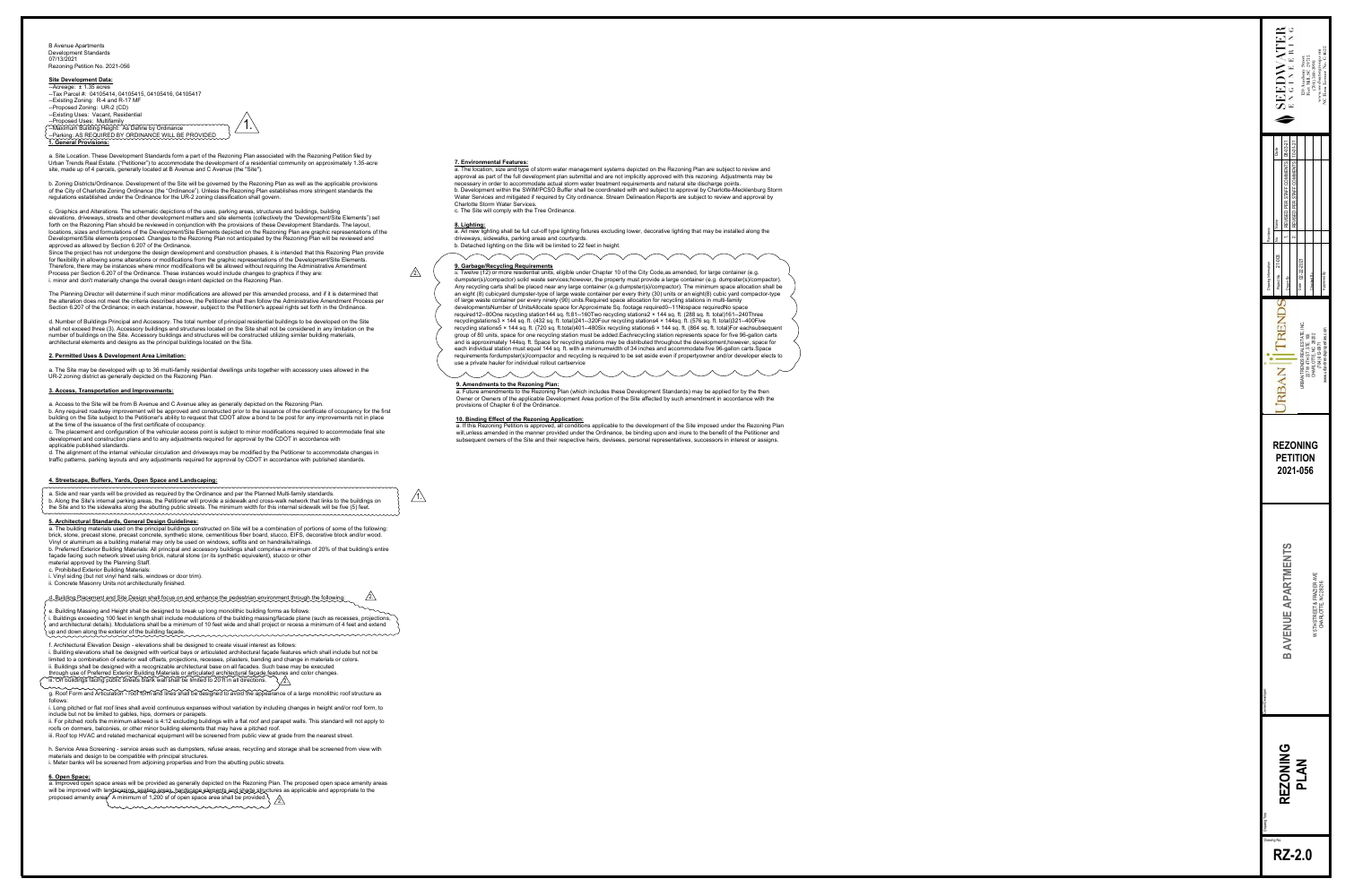B Avenue Apartments
Development Standards
07/13/2021
Rezoning Petition No. 2021-056

**Site Development Data:**

--Acreage: ± 1.35 acres
--Tax Parcel #: 04105414, 04105415, 04105416, 04105417
--Existing Zoning: R-4 and R-17 MF
--Proposed Zoning: UR-2 (CD)
--Existing Uses: Vacant, Residential
--Proposed Uses: Multifamily
--Maximum Building Height: As Define by Ordinance
--Parking: AS REQUIRED BY ORDINANCE WILL BE PROVIDED

**1. General Provisions:**

a. Site Location. These Development Standards form a part of the Rezoning Plan associated with the Rezoning Petition filed by Urban Trends Real Estate. ("Petitioner") to accommodate the development of a residential community on approximately 1.35-acre site, made up of 4 parcels, generally located at B Avenue and C Avenue (the "Site").

b. Zoning Districts/Ordinance. Development of the Site will be governed by the Rezoning Plan as well as the applicable provisions of the City of Charlotte Zoning Ordinance (the "Ordinance"). Unless the Rezoning Plan establishes more stringent standards the regulations established under the Ordinance for the UR-2 zoning classification shall govern.

c. Graphics and Alterations. The schematic depictions of the uses, parking areas, structures and buildings, building elevations, driveways, streets and other development matters and site elements (collectively the "Development/Site Elements") set forth on the Rezoning Plan should be reviewed in conjunction with the provisions of these Development Standards. The layout, locations, sizes and formulations of the Development/Site Elements depicted on the Rezoning Plan are graphic representations of the Development/Site elements proposed. Changes to the Rezoning Plan not anticipated by the Rezoning Plan will be reviewed and approved as allowed by Section 6.207 of the Ordinance.
Since the project has not undergone the design development and construction phases, it is intended that this Rezoning Plan provide for flexibility in allowing some alterations or modifications from the graphic representations of the Development/Site Elements. Therefore, there may be instances where minor modifications will be allowed without requiring the Administrative Amendment Process per Section 6.207 of the Ordinance. These instances would include changes to graphics if they are:
i. minor and don't materially change the overall design intent depicted on the Rezoning Plan.

The Planning Director will determine if such minor modifications are allowed per this amended process, and if it is determined that the alteration does not meet the criteria described above, the Petitioner shall then follow the Administrative Amendment Process per Section 6.207 of the Ordinance; in each instance, however, subject to the Petitioner's appeal rights set forth in the Ordinance.

d. Number of Buildings Principal and Accessory. The total number of principal residential buildings to be developed on the Site shall not exceed three (3). Accessory buildings and structures located on the Site shall not be considered in any limitation on the number of buildings on the Site. Accessory buildings and structures will be constructed utilizing similar building materials, architectural elements and designs as the principal buildings located on the Site.

**2. Permitted Uses & Development Area Limitation:**

a. The Site may be developed with up to 36 multi-family residential dwellings units together with accessory uses allowed in the UR-2 zoning district as generally depicted on the Rezoning Plan.

**3. Access, Transportation and Improvements:**

a. Access to the Site will be from B Avenue and C Avenue alley as generally depicted on the Rezoning Plan.
b. Any required roadway improvement will be approved and constructed prior to the issuance of the first certificate of occupancy for the first building on the Site subject to the Petitioner's ability to request that CDOT allow a bond to be post for any improvements not in place at the time of the issuance of the first certificate of occupancy.
c. The placement and configuration of the vehicular access point is subject to minor modifications required to accommodate final site development and construction plans and to any adjustments required for approval by the CDOT in accordance with applicable published standards.
d. The alignment of the internal vehicular circulation and driveways may be modified by the Petitioner to accommodate changes in traffic patterns, parking layouts and any adjustments required for approval by CDOT in accordance with published standards.

**4. Streetscape, Buffers, Yards, Open Space and Landscaping:**

a. Side and rear yards will be provided as required by the Ordinance and per the Planned Multi-family standards.
b. Along the Site's internal parking areas, the Petitioner will provide a sidewalk and cross-walk network that links to the buildings on the Site and to the sidewalks along the abutting public streets. The minimum width for this internal sidewalk will be five (5) feet.

**5. Architectural Standards, General Design Guidelines:**

a. The building materials used on the principal buildings constructed on Site will be a combination of portions of some of the following: brick, stone, precast stone, precast concrete, synthetic stone, cementitious fiber board, stucco, EIFS, decorative block and/or wood. Vinyl or aluminum as a building material may only be used on windows, soffits and on handrails/railings.
b. Preferred Exterior Building Materials: All principal and accessory buildings shall comprise a minimum of 20% of that building's entire façade facing such network street using brick, natural stone (or its synthetic equivalent), stucco or other material approved by the Planning Staff.
c. Prohibited Exterior Building Materials:
i. Vinyl siding (but not vinyl hand rails, windows or door trim).
ii. Concrete Masonry Units not architecturally finished.

d. Building Placement and Site Design shall focus on and enhance the pedestrian environment through the following:

e. Building Massing and Height shall be designed to break up long monolithic building forms as follows:
i. Buildings exceeding 100 feet in length shall include modulations of the building massing/facade plane (such as recesses, projections, and architectural details). Modulations shall be a minimum of 10 feet wide and shall project or recess a minimum of 4 feet and extend up and down along the exterior of the building façade.

f. Architectural Elevation Design - elevations shall be designed to create visual interest as follows:
i. Building elevations shall be designed with vertical bays or articulated architectural facade features which shall include but not be limited to a combination of exterior wall offsets, projections, recesses, pilasters, banding and change in materials or colors.
ii. Buildings shall be designed with a recognizable architectural base on all facades. Such base may be executed through use of Preferred Exterior Building Materials or articulated architectural facade features and color changes.
iii. On buildings facing public streets blank wall shall be limited to 20 ft in all directions.

g. Roof Form and Articulation - roof form and lines shall be designed to avoid the appearance of a large monolithic roof structure as follows:
i. Long pitched or flat roof lines shall avoid continuous expanses without variation by including changes in height and/or roof form, to include but not be limited to gables, hips, dormers or parapets.
ii. For pitched roofs the minimum allowed is 4:12 excluding buildings with a flat roof and parapet walls. This standard will not apply to roofs on dormers, balconies, or other minor building elements that may have a pitched roof.
iii. Roof top HVAC and related mechanical equipment will be screened from public view at grade from the nearest street.

h. Service Area Screening - service areas such as dumpsters, refuse areas, recycling and storage shall be screened from view with materials and design to be compatible with principal structures.
i. Meter banks will be screened from adjoining properties and from the abutting public streets.

**6. Open Space:**

a. Improved open space areas will be provided as generally depicted on the Rezoning Plan. The proposed open space amenity areas will be improved with landscaping, seating areas, hardscape elements and shade structures as applicable and appropriate to the proposed amenity area. A minimum of 1,200 sf of open space area shall be provided.

**7. Environmental Features:**

a. The location, size and type of storm water management systems depicted on the Rezoning Plan are subject to review and approval as part of the full development plan submittal and are not implicitly approved with this rezoning. Adjustments may be necessary in order to accommodate actual storm water treatment requirements and natural site discharge points.
b. Development within the SWIM/PCSO Buffer shall be coordinated with and subject to approval by Charlotte-Mecklenburg Storm Water Services and mitigated if required by City ordinance. Stream Delineation Reports are subject to review and approval by Charlotte Storm Water Services.
c. The Site will comply with the Tree Ordinance.

**8. Lighting:**

a. All new lighting shall be full cut-off type lighting fixtures excluding lower, decorative lighting that may be installed along the driveways, sidewalks, parking areas and courtyards.
b. Detached lighting on the Site will be limited to 22 feet in height.

**9. Garbage/Recycling Requirements**

a. Twelve (12) or more residential units, eligible under Chapter 10 of the City Code,as amended, for large container (e.g. dumpster(s)/compactor) solid waste services;however, the property must provide a large container (e.g. dumpster(s)/compactor). Any recycling carts shall be placed near any large container (e.g.dumpster(s)/compactor). The minimum space allocation shall be an eight (8) cubicyard dumpster-type of large waste container per every thirty (30) units or an eight(8) cubic yard compactor-type of large waste container per every ninety (90) units.Required space allocation for recycling stations in multi-family developmentsNumber of UnitsAllocate space for:Approximate Sq. footage required0--11Nospace requiredNo space required12--80One recycling station144 sq. ft.81--160Two recycling stations2 × 144 sq. ft. (288 sq. ft. total)161--240Three recyclingstations3 × 144 sq. ft. (432 sq. ft. total)241--320Four recycling stations4 × 144sq. ft. (576 sq. ft. total)321--400Five recycling stations5 × 144 sq. ft. (720 sq. ft.total)401--480Six recycling stations6 × 144 sq. ft. (864 sq. ft. total)For eachsubsequent group of 80 units, space for one recycling station must be added.Eachrecycling station represents space for five 96-gallon carts and is approximately 144sq. ft. Space for recycling stations may be distributed throughout the development,however, space for each individual station must equal 144 sq. ft. with a minimumwidth of 34 inches and accommodate five 96-gallon carts.Space requirements fordumpster(s)/compactor and recycling is required to be set aside even if propertyowner and/or developer elects to use a private hauler for individual rollout cartservice

**9. Amendments to the Rezoning Plan:**

a. Future amendments to the Rezoning Plan (which includes these Development Standards) may be applied for by the then Owner or Owners of the applicable Development Area portion of the Site affected by such amendment in accordance with the provisions of Chapter 6 of the Ordinance.

**10. Binding Effect of the Rezoning Application:**

a. If this Rezoning Petition is approved, all conditions applicable to the development of the Site imposed under the Rezoning Plan will,unless amended in the manner provided under the Ordinance, be binding upon and inure to the benefit of the Petitioner and subsequent owners of the Site and their respective heirs, devisees, personal representatives, successors in interest or assigns.

SEEDWATER ENGINEERING

| No. | Revision | Date |
|---|---|---|
| 1 | REVISED PER STAFF COMMENTS | 06-03-21 |
| 2 | REVISED PER STAFF COMMENTS | 07-13-21 |

Project No.: 21-008
Date: 02-22-2021

URBAN TRENDS
URBAN TRENDS REAL ESTATE, INC.

**REZONING PETITION 2021-056**

**B AVENUE APARTMENTS**
W 5TH STREET & FRAZIER AVE
CHARLOTTE, NC 28216

**REZONING PLAN**

Drawing No.
**RZ-2.0**